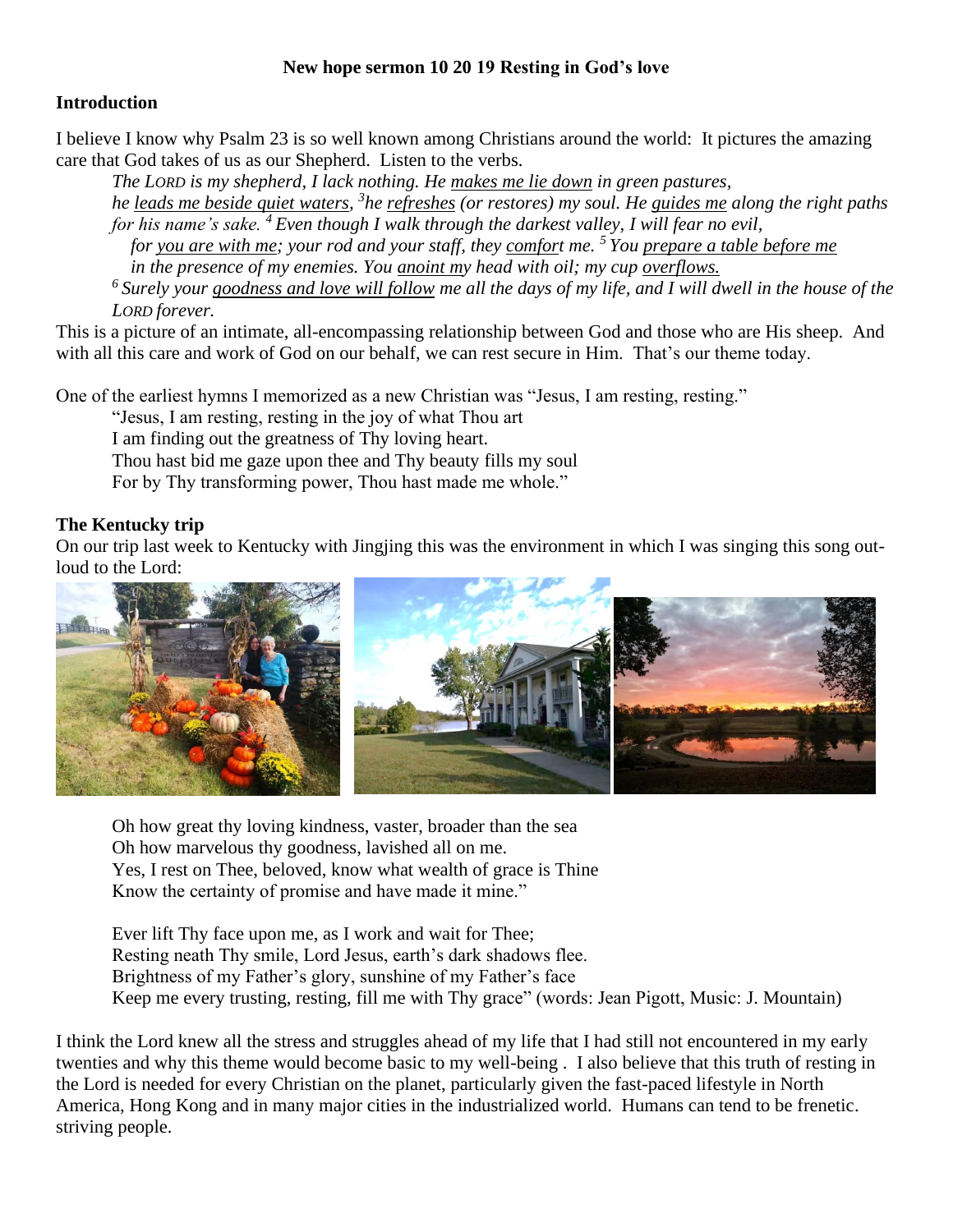**New hope sermon 10 20 19 Resting in God's love**

## Introduction

I believe I know why Psalm 23 is so well known among Christians around the world: It pictures the amazing care that God takes of us as our Shepherd. Listen to the verbs.

> *The LORD is my shepherd, I lack nothing. He makes me lie down in green pastures, he leads me beside quiet waters, [3]he refreshes (or restores) my soul. He guides me along the right paths for his name's sake. [4] Even though I walk through the darkest valley, I will fear no evil, for you are with me; your rod and your staff, they comfort me. [5] You prepare a table before me in the presence of my enemies. You anoint my head with oil; my cup overflows.*
> *[6] Surely your goodness and love will follow me all the days of my life, and I will dwell in the house of the LORD forever.*

This is a picture of an intimate, all-encompassing relationship between God and those who are His sheep. And with all this care and work of God on our behalf, we can rest secure in Him. That's our theme today.

One of the earliest hymns I memorized as a new Christian was "Jesus, I am resting, resting."

> "Jesus, I am resting, resting in the joy of what Thou art
> I am finding out the greatness of Thy loving heart.
> Thou hast bid me gaze upon thee and Thy beauty fills my soul
> For by Thy transforming power, Thou hast made me whole."

## The Kentucky trip

On our trip last week to Kentucky with Jingjing this was the environment in which I was singing this song out-loud to the Lord:

> Oh how great thy loving kindness, vaster, broader than the sea
> Oh how marvelous thy goodness, lavished all on me.
> Yes, I rest on Thee, beloved, know what wealth of grace is Thine
> Know the certainty of promise and have made it mine."
>
> Ever lift Thy face upon me, as I work and wait for Thee;
> Resting neath Thy smile, Lord Jesus, earth's dark shadows flee.
> Brightness of my Father's glory, sunshine of my Father's face
> Keep me every trusting, resting, fill me with Thy grace" (words: Jean Pigott, Music: J. Mountain)

I think the Lord knew all the stress and struggles ahead of my life that I had still not encountered in my early twenties and why this theme would become basic to my well-being . I also believe that this truth of resting in the Lord is needed for every Christian on the planet, particularly given the fast-paced lifestyle in North America, Hong Kong and in many major cities in the industrialized world. Humans can tend to be frenetic. striving people.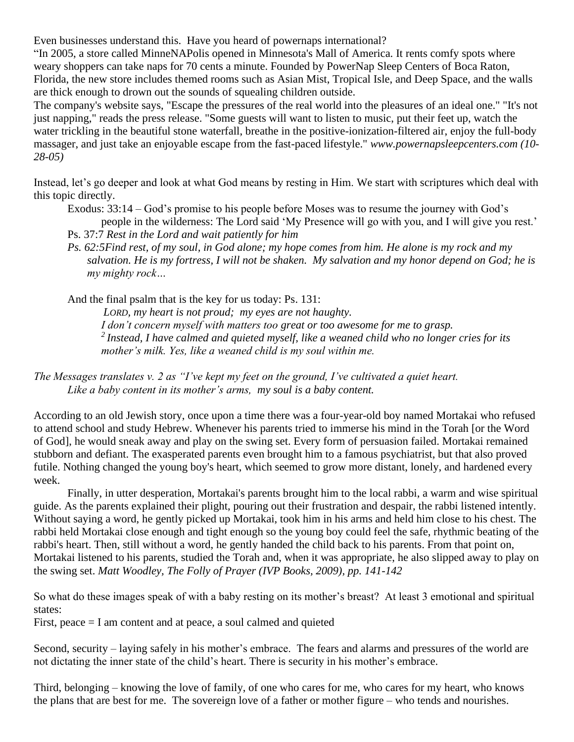Even businesses understand this. Have you heard of powernaps international?
"In 2005, a store called MinneNAPolis opened in Minnesota's Mall of America. It rents comfy spots where weary shoppers can take naps for 70 cents a minute. Founded by PowerNap Sleep Centers of Boca Raton, Florida, the new store includes themed rooms such as Asian Mist, Tropical Isle, and Deep Space, and the walls are thick enough to drown out the sounds of squealing children outside.
The company's website says, "Escape the pressures of the real world into the pleasures of an ideal one." "It's not just napping," reads the press release. "Some guests will want to listen to music, put their feet up, watch the water trickling in the beautiful stone waterfall, breathe in the positive-ionization-filtered air, enjoy the full-body massager, and just take an enjoyable escape from the fast-paced lifestyle." *www.powernapsleepcenters.com (10-28-05)*

Instead, let's go deeper and look at what God means by resting in Him. We start with scriptures which deal with this topic directly.

Exodus: 33:14 – God's promise to his people before Moses was to resume the journey with God's people in the wilderness: The Lord said 'My Presence will go with you, and I will give you rest.'

Ps. 37:7 *Rest in the Lord and wait patiently for him*

*Ps. 62:5Find rest, of my soul, in God alone; my hope comes from him. He alone is my rock and my salvation. He is my fortress, I will not be shaken. My salvation and my honor depend on God; he is my mighty rock…*

And the final psalm that is the key for us today: Ps. 131:

*LORD, my heart is not proud; my eyes are not haughty.*
*I don't concern myself with matters too great or too awesome for me to grasp.*
*[2] Instead, I have calmed and quieted myself, like a weaned child who no longer cries for its mother's milk. Yes, like a weaned child is my soul within me.*

*The Messages translates v. 2 as "I've kept my feet on the ground, I've cultivated a quiet heart.*
*Like a baby content in its mother's arms, my soul is a baby content.*

According to an old Jewish story, once upon a time there was a four-year-old boy named Mortakai who refused to attend school and study Hebrew. Whenever his parents tried to immerse his mind in the Torah [or the Word of God], he would sneak away and play on the swing set. Every form of persuasion failed. Mortakai remained stubborn and defiant. The exasperated parents even brought him to a famous psychiatrist, but that also proved futile. Nothing changed the young boy's heart, which seemed to grow more distant, lonely, and hardened every week.

Finally, in utter desperation, Mortakai's parents brought him to the local rabbi, a warm and wise spiritual guide. As the parents explained their plight, pouring out their frustration and despair, the rabbi listened intently. Without saying a word, he gently picked up Mortakai, took him in his arms and held him close to his chest. The rabbi held Mortakai close enough and tight enough so the young boy could feel the safe, rhythmic beating of the rabbi's heart. Then, still without a word, he gently handed the child back to his parents. From that point on, Mortakai listened to his parents, studied the Torah and, when it was appropriate, he also slipped away to play on the swing set. *Matt Woodley, The Folly of Prayer (IVP Books, 2009), pp. 141-142*

So what do these images speak of with a baby resting on its mother's breast? At least 3 emotional and spiritual states:

First, peace = I am content and at peace, a soul calmed and quieted

Second, security – laying safely in his mother's embrace. The fears and alarms and pressures of the world are not dictating the inner state of the child's heart. There is security in his mother's embrace.

Third, belonging – knowing the love of family, of one who cares for me, who cares for my heart, who knows the plans that are best for me. The sovereign love of a father or mother figure – who tends and nourishes.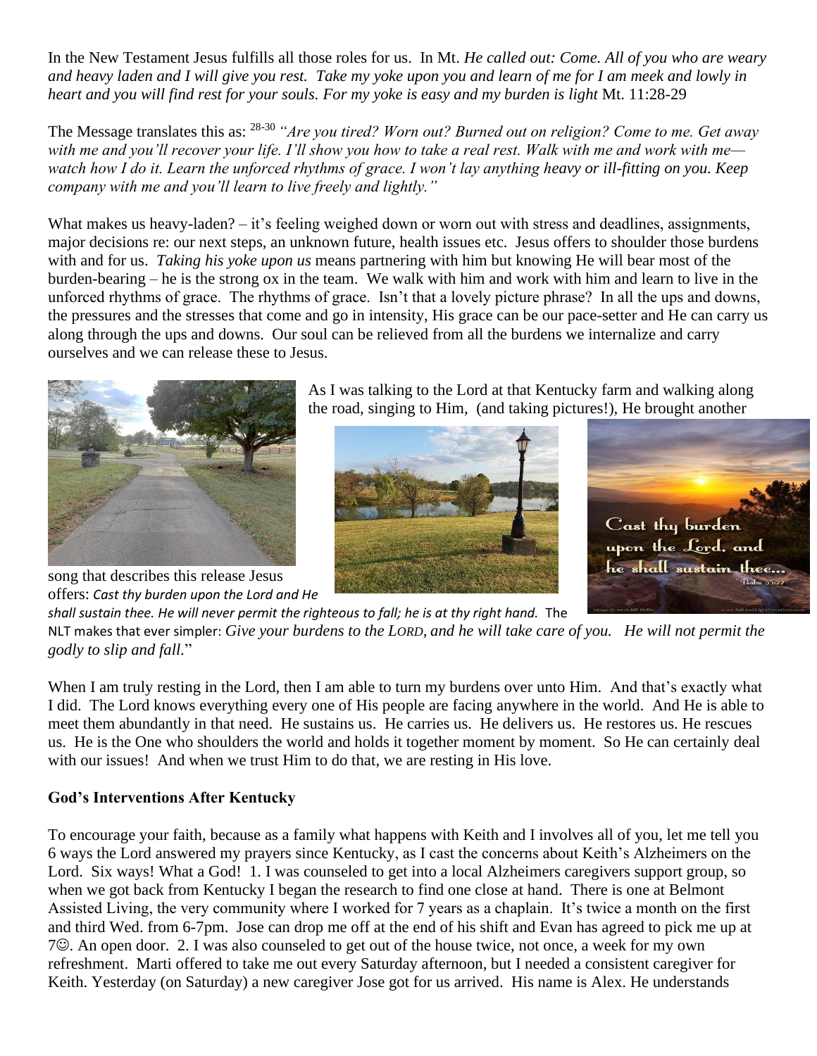In the New Testament Jesus fulfills all those roles for us. In Mt. *He called out: Come. All of you who are weary and heavy laden and I will give you rest. Take my yoke upon you and learn of me for I am meek and lowly in heart and you will find rest for your souls. For my yoke is easy and my burden is light* Mt. 11:28-29

The Message translates this as: [28-30] *"Are you tired? Worn out? Burned out on religion? Come to me. Get away with me and you'll recover your life. I'll show you how to take a real rest. Walk with me and work with me—watch how I do it. Learn the unforced rhythms of grace. I won't lay anything heavy or ill-fitting on you. Keep company with me and you'll learn to live freely and lightly."*

What makes us heavy-laden? – it's feeling weighed down or worn out with stress and deadlines, assignments, major decisions re: our next steps, an unknown future, health issues etc. Jesus offers to shoulder those burdens with and for us. *Taking his yoke upon us* means partnering with him but knowing He will bear most of the burden-bearing – he is the strong ox in the team. We walk with him and work with him and learn to live in the unforced rhythms of grace. The rhythms of grace. Isn't that a lovely picture phrase? In all the ups and downs, the pressures and the stresses that come and go in intensity, His grace can be our pace-setter and He can carry us along through the ups and downs. Our soul can be relieved from all the burdens we internalize and carry ourselves and we can release these to Jesus.

As I was talking to the Lord at that Kentucky farm and walking along the road, singing to Him, (and taking pictures!), He brought another song that describes this release Jesus offers: *Cast thy burden upon the Lord and He shall sustain thee. He will never permit the righteous to fall; he is at thy right hand.* The NLT makes that ever simpler: *Give your burdens to the LORD, and he will take care of you. He will not permit the godly to slip and fall.*"

When I am truly resting in the Lord, then I am able to turn my burdens over unto Him. And that's exactly what I did. The Lord knows everything every one of His people are facing anywhere in the world. And He is able to meet them abundantly in that need. He sustains us. He carries us. He delivers us. He restores us. He rescues us. He is the One who shoulders the world and holds it together moment by moment. So He can certainly deal with our issues! And when we trust Him to do that, we are resting in His love.

**God's Interventions After Kentucky**

To encourage your faith, because as a family what happens with Keith and I involves all of you, let me tell you 6 ways the Lord answered my prayers since Kentucky, as I cast the concerns about Keith's Alzheimers on the Lord. Six ways! What a God! 1. I was counseled to get into a local Alzheimers caregivers support group, so when we got back from Kentucky I began the research to find one close at hand. There is one at Belmont Assisted Living, the very community where I worked for 7 years as a chaplain. It's twice a month on the first and third Wed. from 6-7pm. Jose can drop me off at the end of his shift and Evan has agreed to pick me up at 7☺. An open door. 2. I was also counseled to get out of the house twice, not once, a week for my own refreshment. Marti offered to take me out every Saturday afternoon, but I needed a consistent caregiver for Keith. Yesterday (on Saturday) a new caregiver Jose got for us arrived. His name is Alex. He understands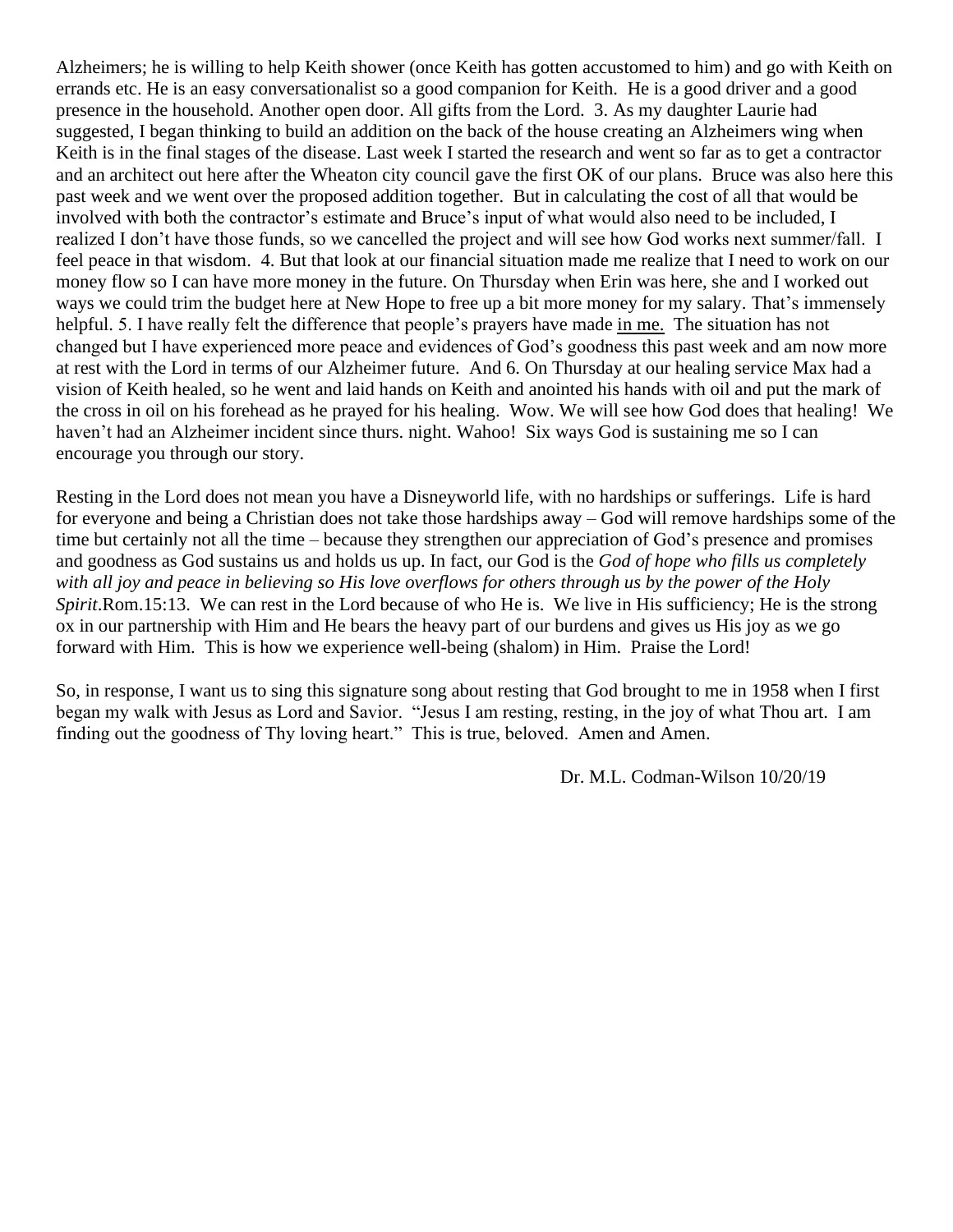Alzheimers; he is willing to help Keith shower (once Keith has gotten accustomed to him) and go with Keith on errands etc. He is an easy conversationalist so a good companion for Keith. He is a good driver and a good presence in the household. Another open door. All gifts from the Lord. 3. As my daughter Laurie had suggested, I began thinking to build an addition on the back of the house creating an Alzheimers wing when Keith is in the final stages of the disease. Last week I started the research and went so far as to get a contractor and an architect out here after the Wheaton city council gave the first OK of our plans. Bruce was also here this past week and we went over the proposed addition together. But in calculating the cost of all that would be involved with both the contractor's estimate and Bruce's input of what would also need to be included, I realized I don't have those funds, so we cancelled the project and will see how God works next summer/fall. I feel peace in that wisdom. 4. But that look at our financial situation made me realize that I need to work on our money flow so I can have more money in the future. On Thursday when Erin was here, she and I worked out ways we could trim the budget here at New Hope to free up a bit more money for my salary. That's immensely helpful. 5. I have really felt the difference that people's prayers have made <u>in me.</u> The situation has not changed but I have experienced more peace and evidences of God's goodness this past week and am now more at rest with the Lord in terms of our Alzheimer future. And 6. On Thursday at our healing service Max had a vision of Keith healed, so he went and laid hands on Keith and anointed his hands with oil and put the mark of the cross in oil on his forehead as he prayed for his healing. Wow. We will see how God does that healing! We haven't had an Alzheimer incident since thurs. night. Wahoo! Six ways God is sustaining me so I can encourage you through our story.

Resting in the Lord does not mean you have a Disneyworld life, with no hardships or sufferings. Life is hard for everyone and being a Christian does not take those hardships away – God will remove hardships some of the time but certainly not all the time – because they strengthen our appreciation of God's presence and promises and goodness as God sustains us and holds us up. In fact, our God is the *God of hope who fills us completely with all joy and peace in believing so His love overflows for others through us by the power of the Holy Spirit*.Rom.15:13. We can rest in the Lord because of who He is. We live in His sufficiency; He is the strong ox in our partnership with Him and He bears the heavy part of our burdens and gives us His joy as we go forward with Him. This is how we experience well-being (shalom) in Him. Praise the Lord!

So, in response, I want us to sing this signature song about resting that God brought to me in 1958 when I first began my walk with Jesus as Lord and Savior. "Jesus I am resting, resting, in the joy of what Thou art. I am finding out the goodness of Thy loving heart." This is true, beloved. Amen and Amen.

Dr. M.L. Codman-Wilson 10/20/19